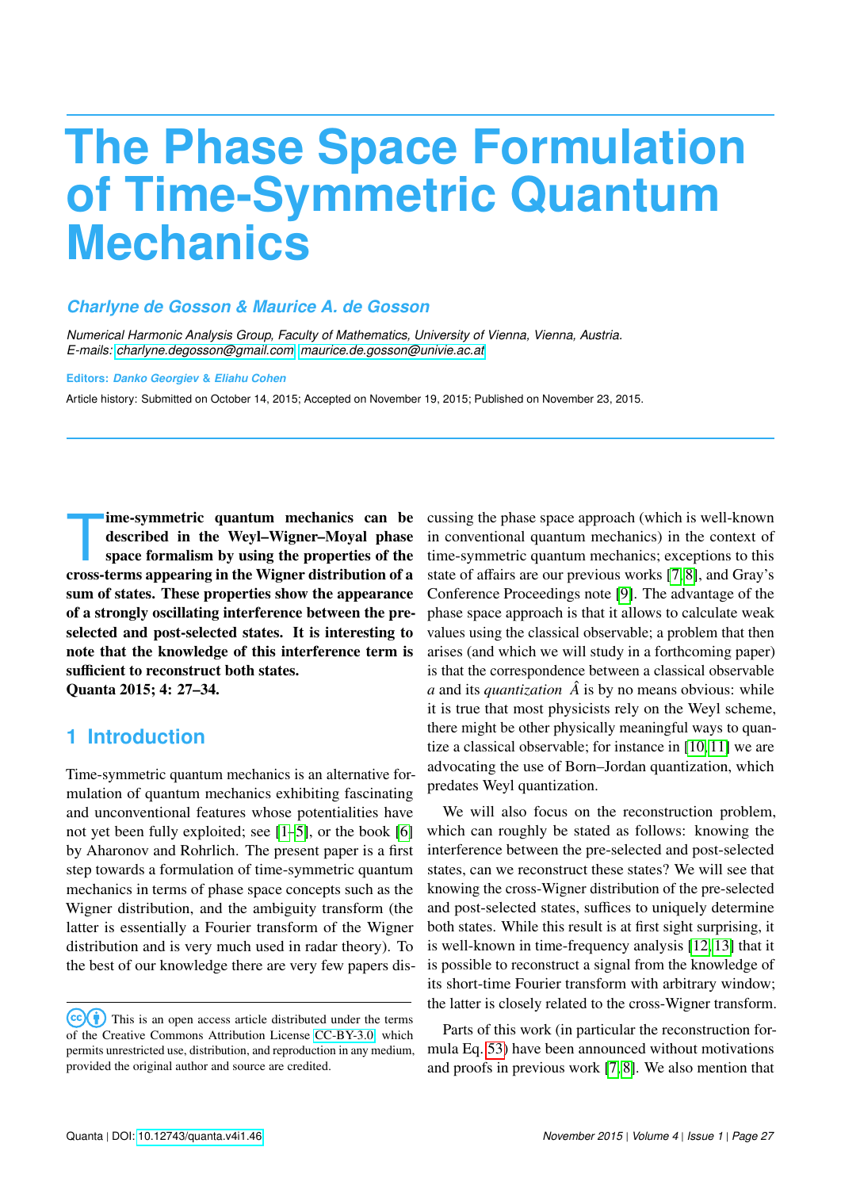# The Phase Space Formulation of Time-Symmetric Quantum Mechanics

***Charlyne de Gosson & Maurice A. de Gosson***

*Numerical Harmonic Analysis Group, Faculty of Mathematics, University of Vienna, Vienna, Austria.*
*E-mails: charlyne.degosson@gmail.com maurice.de.gosson@univie.ac.at*

**Editors:** ***Danko Georgiev & Eliahu Cohen***

Article history: Submitted on October 14, 2015; Accepted on November 19, 2015; Published on November 23, 2015.

**Time-symmetric quantum mechanics can be described in the Weyl–Wigner–Moyal phase space formalism by using the properties of the cross-terms appearing in the Wigner distribution of a sum of states. These properties show the appearance of a strongly oscillating interference between the pre-selected and post-selected states. It is interesting to note that the knowledge of this interference term is sufficient to reconstruct both states.**
**Quanta 2015; 4: 27–34.**

## 1 Introduction

Time-symmetric quantum mechanics is an alternative formulation of quantum mechanics exhibiting fascinating and unconventional features whose potentialities have not yet been fully exploited; see [1–5], or the book [6] by Aharonov and Rohrlich. The present paper is a first step towards a formulation of time-symmetric quantum mechanics in terms of phase space concepts such as the Wigner distribution, and the ambiguity transform (the latter is essentially a Fourier transform of the Wigner distribution and is very much used in radar theory). To the best of our knowledge there are very few papers discussing the phase space approach (which is well-known in conventional quantum mechanics) in the context of time-symmetric quantum mechanics; exceptions to this state of affairs are our previous works [7, 8], and Gray's Conference Proceedings note [9]. The advantage of the phase space approach is that it allows to calculate weak values using the classical observable; a problem that then arises (and which we will study in a forthcoming paper) is that the correspondence between a classical observable $a$ and its *quantization* $\hat{A}$ is by no means obvious: while it is true that most physicists rely on the Weyl scheme, there might be other physically meaningful ways to quantize a classical observable; for instance in [10, 11] we are advocating the use of Born–Jordan quantization, which predates Weyl quantization.

We will also focus on the reconstruction problem, which can roughly be stated as follows: knowing the interference between the pre-selected and post-selected states, can we reconstruct these states? We will see that knowing the cross-Wigner distribution of the pre-selected and post-selected states, suffices to uniquely determine both states. While this result is at first sight surprising, it is well-known in time-frequency analysis [12, 13] that it is possible to reconstruct a signal from the knowledge of its short-time Fourier transform with arbitrary window; the latter is closely related to the cross-Wigner transform.

Parts of this work (in particular the reconstruction formula Eq. 53) have been announced without motivations and proofs in previous work [7, 8]. We also mention that

This is an open access article distributed under the terms of the Creative Commons Attribution License CC-BY-3.0, which permits unrestricted use, distribution, and reproduction in any medium, provided the original author and source are credited.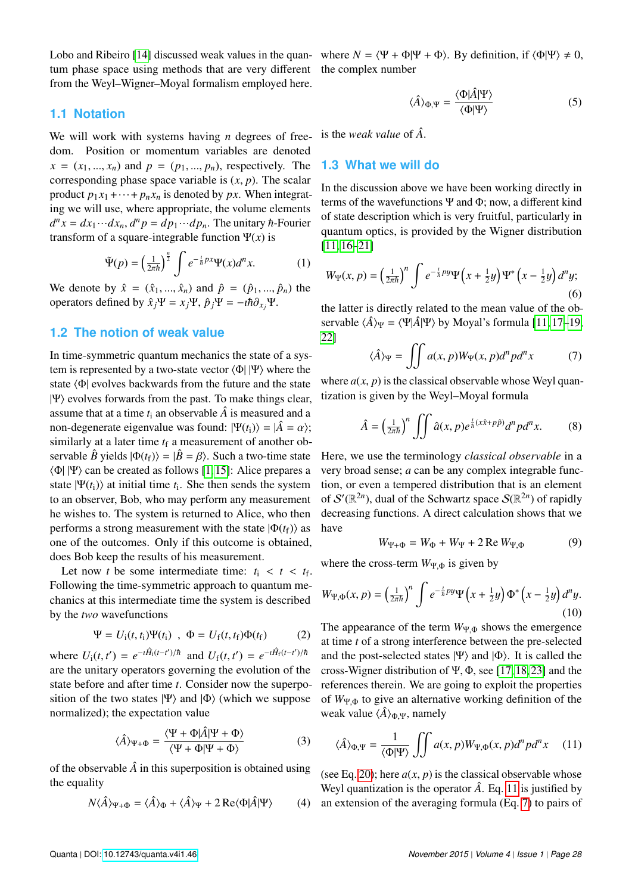Lobo and Ribeiro [14] discussed weak values in the quantum phase space using methods that are very different from the Weyl–Wigner–Moyal formalism employed here.

## 1.1 Notation

We will work with systems having $n$ degrees of freedom. Position or momentum variables are denoted $x = (x_1, ..., x_n)$ and $p = (p_1, ..., p_n)$, respectively. The corresponding phase space variable is $(x, p)$. The scalar product $p_1x_1 + \cdots + p_nx_n$ is denoted by $px$. When integrating we will use, where appropriate, the volume elements $d^nx = dx_1 \cdots dx_n$, $d^np = dp_1 \cdots dp_n$. The unitary $\hbar$-Fourier transform of a square-integrable function $\Psi(x)$ is

$$\tilde{\Psi}(p) = \left(\tfrac{1}{2\pi\hbar}\right)^{\frac{n}{2}} \int e^{-\frac{i}{\hbar}px}\Psi(x)d^nx. \tag{1}$$

We denote by $\hat{x} = (\hat{x}_1, ..., \hat{x}_n)$ and $\hat{p} = (\hat{p}_1, ..., \hat{p}_n)$ the operators defined by $\hat{x}_j\Psi = x_j\Psi$, $\hat{p}_j\Psi = -i\hbar\partial_{x_j}\Psi$.

## 1.2 The notion of weak value

In time-symmetric quantum mechanics the state of a system is represented by a two-state vector $\langle\Phi|\,|\Psi\rangle$ where the state $\langle\Phi|$ evolves backwards from the future and the state $|\Psi\rangle$ evolves forwards from the past. To make things clear, assume that at a time $t_\mathrm{i}$ an observable $\hat{A}$ is measured and a non-degenerate eigenvalue was found: $|\Psi(t_\mathrm{i})\rangle = |\hat{A} = \alpha\rangle$; similarly at a later time $t_\mathrm{f}$ a measurement of another observable $\hat{B}$ yields $|\Phi(t_\mathrm{f})\rangle = |\hat{B} = \beta\rangle$. Such a two-time state $\langle\Phi|\,|\Psi\rangle$ can be created as follows [1, 15]: Alice prepares a state $|\Psi(t_i)\rangle$ at initial time $t_i$. She then sends the system to an observer, Bob, who may perform any measurement he wishes to. The system is returned to Alice, who then performs a strong measurement with the state $|\Phi(t_\mathrm{f})\rangle$ as one of the outcomes. Only if this outcome is obtained, does Bob keep the results of his measurement.

Let now $t$ be some intermediate time: $t_\mathrm{i} < t < t_\mathrm{f}$. Following the time-symmetric approach to quantum mechanics at this intermediate time the system is described by the *two* wavefunctions

$$\Psi = U_\mathrm{i}(t, t_\mathrm{i})\Psi(t_\mathrm{i}) \ \ , \ \ \Phi = U_\mathrm{f}(t, t_\mathrm{f})\Phi(t_\mathrm{f}) \tag{2}$$

where $U_\mathrm{i}(t, t') = e^{-i\hat{H}_\mathrm{i}(t-t')/\hbar}$ and $U_\mathrm{f}(t, t') = e^{-i\hat{H}_\mathrm{f}(t-t')/\hbar}$ are the unitary operators governing the evolution of the state before and after time $t$. Consider now the superposition of the two states $|\Psi\rangle$ and $|\Phi\rangle$ (which we suppose normalized); the expectation value

$$\langle\hat{A}\rangle_{\Psi+\Phi} = \frac{\langle\Psi + \Phi|\hat{A}|\Psi + \Phi\rangle}{\langle\Psi + \Phi|\Psi + \Phi\rangle} \tag{3}$$

of the observable $\hat{A}$ in this superposition is obtained using the equality

$$N\langle\hat{A}\rangle_{\Psi+\Phi} = \langle\hat{A}\rangle_\Phi + \langle\hat{A}\rangle_\Psi + 2\,\mathrm{Re}\langle\Phi|\hat{A}|\Psi\rangle \tag{4}$$

where $N = \langle\Psi + \Phi|\Psi + \Phi\rangle$. By definition, if $\langle\Phi|\Psi\rangle \neq 0$, the complex number

$$\langle\hat{A}\rangle_{\Phi,\Psi} = \frac{\langle\Phi|\hat{A}|\Psi\rangle}{\langle\Phi|\Psi\rangle} \tag{5}$$

is the *weak value* of $\hat{A}$.

## 1.3 What we will do

In the discussion above we have been working directly in terms of the wavefunctions $\Psi$ and $\Phi$; now, a different kind of state description which is very fruitful, particularly in quantum optics, is provided by the Wigner distribution [11, 16–21]

$$W_\Psi(x, p) = \left(\tfrac{1}{2\pi\hbar}\right)^n \int e^{-\frac{i}{\hbar}py}\Psi\left(x + \tfrac{1}{2}y\right)\Psi^*\left(x - \tfrac{1}{2}y\right)d^ny; \tag{6}$$

the latter is directly related to the mean value of the observable $\langle\hat{A}\rangle_\Psi = \langle\Psi|\hat{A}|\Psi\rangle$ by Moyal's formula [11, 17–19, 22]

$$\langle\hat{A}\rangle_\Psi = \iint a(x, p)W_\Psi(x, p)d^npd^nx \tag{7}$$

where $a(x, p)$ is the classical observable whose Weyl quantization is given by the Weyl–Moyal formula

$$\hat{A} = \left(\tfrac{1}{2\pi\hbar}\right)^n \iint \hat{a}(x, p)e^{\frac{i}{\hbar}(x\hat{x}+p\hat{p})}d^npd^nx. \tag{8}$$

Here, we use the terminology *classical observable* in a very broad sense; $a$ can be any complex integrable function, or even a tempered distribution that is an element of $\mathcal{S}'(\mathbb{R}^{2n})$, dual of the Schwartz space $\mathcal{S}(\mathbb{R}^{2n})$ of rapidly decreasing functions. A direct calculation shows that we have

$$W_{\Psi+\Phi} = W_\Phi + W_\Psi + 2\,\mathrm{Re}\,W_{\Psi,\Phi} \tag{9}$$

where the cross-term $W_{\Psi,\Phi}$ is given by

$$W_{\Psi,\Phi}(x, p) = \left(\tfrac{1}{2\pi\hbar}\right)^n \int e^{-\frac{i}{\hbar}py}\Psi\left(x + \tfrac{1}{2}y\right)\Phi^*\left(x - \tfrac{1}{2}y\right)d^ny. \tag{10}$$

The appearance of the term $W_{\Psi,\Phi}$ shows the emergence at time $t$ of a strong interference between the pre-selected and the post-selected states $|\Psi\rangle$ and $|\Phi\rangle$. It is called the cross-Wigner distribution of $\Psi, \Phi$, see [17, 18, 23] and the references therein. We are going to exploit the properties of $W_{\Psi,\Phi}$ to give an alternative working definition of the weak value $\langle\hat{A}\rangle_{\Phi,\Psi}$, namely

$$\langle\hat{A}\rangle_{\Phi,\Psi} = \frac{1}{\langle\Phi|\Psi\rangle}\iint a(x, p)W_{\Psi,\Phi}(x, p)d^npd^nx \tag{11}$$

(see Eq. 20); here $a(x, p)$ is the classical observable whose Weyl quantization is the operator $\hat{A}$. Eq. 11 is justified by an extension of the averaging formula (Eq. 7) to pairs of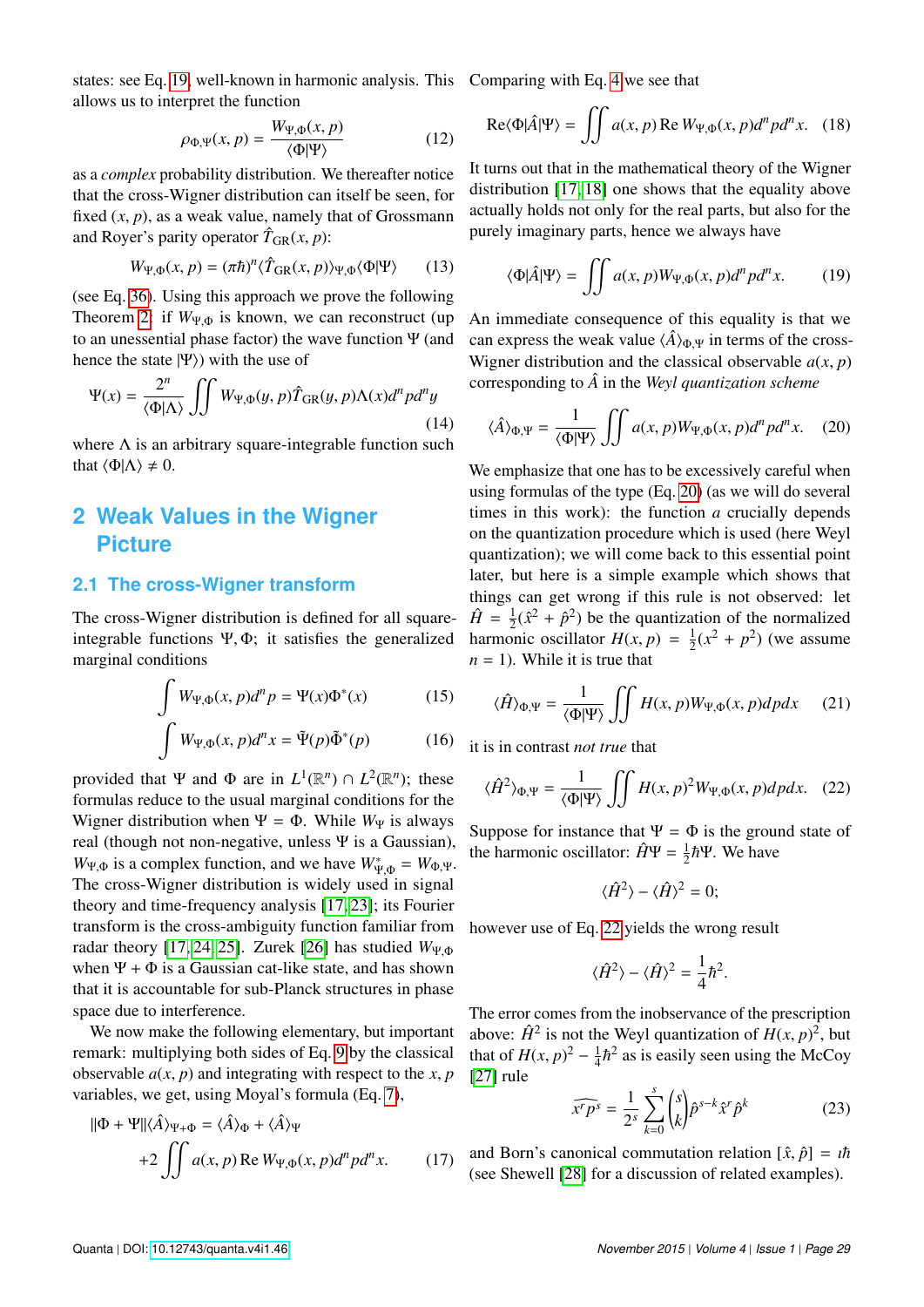states: see Eq. 19, well-known in harmonic analysis. This allows us to interpret the function

$$\rho_{\Phi,\Psi}(x,p) = \frac{W_{\Psi,\Phi}(x,p)}{\langle\Phi|\Psi\rangle} \tag{12}$$

as a *complex* probability distribution. We thereafter notice that the cross-Wigner distribution can itself be seen, for fixed $(x, p)$, as a weak value, namely that of Grossmann and Royer's parity operator $\hat{T}_{\text{GR}}(x, p)$:

$$W_{\Psi,\Phi}(x,p) = (\pi\hbar)^n \langle \hat{T}_{\text{GR}}(x,p)\rangle_{\Psi,\Phi}\langle\Phi|\Psi\rangle \tag{13}$$

(see Eq. 36). Using this approach we prove the following Theorem 2: if $W_{\Psi,\Phi}$ is known, we can reconstruct (up to an unessential phase factor) the wave function $\Psi$ (and hence the state $|\Psi\rangle$) with the use of

$$\Psi(x) = \frac{2^n}{\langle\Phi|\Lambda\rangle}\iint W_{\Psi,\Phi}(y,p)\hat{T}_{\text{GR}}(y,p)\Lambda(x)d^n p d^n y \tag{14}$$

where $\Lambda$ is an arbitrary square-integrable function such that $\langle\Phi|\Lambda\rangle \neq 0$.

## 2 Weak Values in the Wigner Picture

### 2.1 The cross-Wigner transform

The cross-Wigner distribution is defined for all square-integrable functions $\Psi, \Phi$; it satisfies the generalized marginal conditions

$$\int W_{\Psi,\Phi}(x,p)d^n p = \Psi(x)\Phi^*(x) \tag{15}$$

$$\int W_{\Psi,\Phi}(x,p)d^n x = \tilde{\Psi}(p)\tilde{\Phi}^*(p) \tag{16}$$

provided that $\Psi$ and $\Phi$ are in $L^1(\mathbb{R}^n) \cap L^2(\mathbb{R}^n)$; these formulas reduce to the usual marginal conditions for the Wigner distribution when $\Psi = \Phi$. While $W_\Psi$ is always real (though not non-negative, unless $\Psi$ is a Gaussian), $W_{\Psi,\Phi}$ is a complex function, and we have $W^*_{\Psi,\Phi} = W_{\Phi,\Psi}$. The cross-Wigner distribution is widely used in signal theory and time-frequency analysis [17, 23]; its Fourier transform is the cross-ambiguity function familiar from radar theory [17, 24, 25]. Zurek [26] has studied $W_{\Psi,\Phi}$ when $\Psi + \Phi$ is a Gaussian cat-like state, and has shown that it is accountable for sub-Planck structures in phase space due to interference.

We now make the following elementary, but important remark: multiplying both sides of Eq. 9 by the classical observable $a(x, p)$ and integrating with respect to the $x, p$ variables, we get, using Moyal's formula (Eq. 7),

$$\begin{aligned}\|\Phi+\Psi\|\langle\hat{A}\rangle_{\Psi+\Phi} &= \langle\hat{A}\rangle_\Phi + \langle\hat{A}\rangle_\Psi \\ &+2\iint a(x,p)\,\text{Re}\,W_{\Psi,\Phi}(x,p)d^n p d^n x. \end{aligned}\tag{17}$$

Comparing with Eq. 4 we see that

$$\text{Re}\langle\Phi|\hat{A}|\Psi\rangle = \iint a(x,p)\,\text{Re}\,W_{\Psi,\Phi}(x,p)d^n p d^n x. \tag{18}$$

It turns out that in the mathematical theory of the Wigner distribution [17, 18] one shows that the equality above actually holds not only for the real parts, but also for the purely imaginary parts, hence we always have

$$\langle\Phi|\hat{A}|\Psi\rangle = \iint a(x,p)W_{\Psi,\Phi}(x,p)d^n p d^n x. \tag{19}$$

An immediate consequence of this equality is that we can express the weak value $\langle\hat{A}\rangle_{\Phi,\Psi}$ in terms of the cross-Wigner distribution and the classical observable $a(x, p)$ corresponding to $\hat{A}$ in the *Weyl quantization scheme*

$$\langle\hat{A}\rangle_{\Phi,\Psi} = \frac{1}{\langle\Phi|\Psi\rangle}\iint a(x,p)W_{\Psi,\Phi}(x,p)d^n p d^n x. \tag{20}$$

We emphasize that one has to be excessively careful when using formulas of the type (Eq. 20) (as we will do several times in this work): the function $a$ crucially depends on the quantization procedure which is used (here Weyl quantization); we will come back to this essential point later, but here is a simple example which shows that things can get wrong if this rule is not observed: let $\hat{H} = \frac{1}{2}(\hat{x}^2 + \hat{p}^2)$ be the quantization of the normalized harmonic oscillator $H(x, p) = \frac{1}{2}(x^2 + p^2)$ (we assume $n = 1$). While it is true that

$$\langle\hat{H}\rangle_{\Phi,\Psi} = \frac{1}{\langle\Phi|\Psi\rangle}\iint H(x,p)W_{\Psi,\Phi}(x,p)dpdx \tag{21}$$

it is in contrast *not true* that

$$\langle\hat{H}^2\rangle_{\Phi,\Psi} = \frac{1}{\langle\Phi|\Psi\rangle}\iint H(x,p)^2 W_{\Psi,\Phi}(x,p)dpdx. \tag{22}$$

Suppose for instance that $\Psi = \Phi$ is the ground state of the harmonic oscillator: $\hat{H}\Psi = \frac{1}{2}\hbar\Psi$. We have

$$\langle\hat{H}^2\rangle - \langle\hat{H}\rangle^2 = 0;$$

however use of Eq. 22 yields the wrong result

$$\langle\hat{H}^2\rangle - \langle\hat{H}\rangle^2 = \frac{1}{4}\hbar^2.$$

The error comes from the inobservance of the prescription above: $\hat{H}^2$ is not the Weyl quantization of $H(x, p)^2$, but that of $H(x, p)^2 - \frac{1}{4}\hbar^2$ as is easily seen using the McCoy [27] rule

$$\widehat{x^r p^s} = \frac{1}{2^s}\sum_{k=0}^{s}\binom{s}{k}\hat{p}^{s-k}\hat{x}^r\hat{p}^k \tag{23}$$

and Born's canonical commutation relation $[\hat{x}, \hat{p}] = i\hbar$ (see Shewell [28] for a discussion of related examples).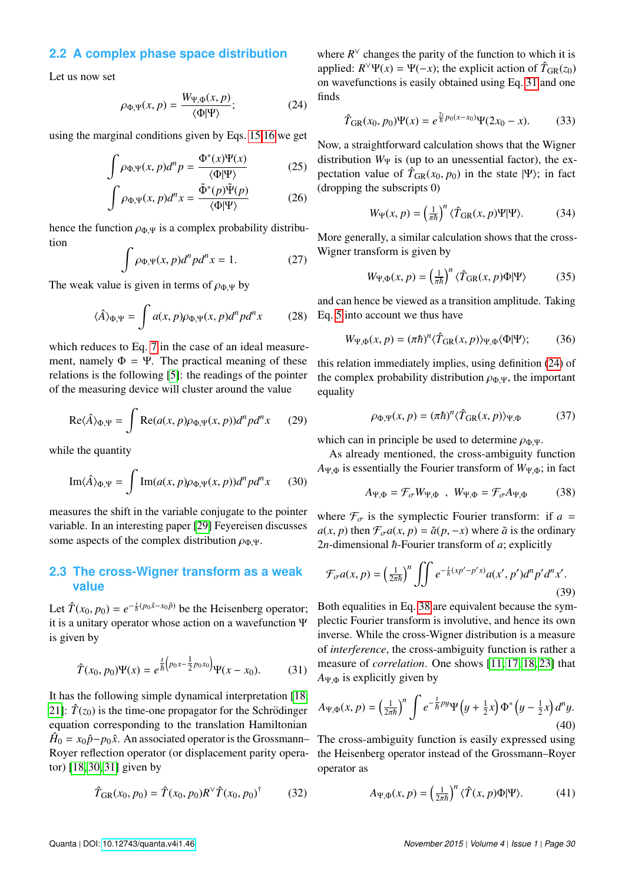## 2.2 A complex phase space distribution

Let us now set

$$\rho_{\Phi,\Psi}(x,p) = \frac{W_{\Psi,\Phi}(x,p)}{\langle\Phi|\Psi\rangle}; \tag{24}$$

using the marginal conditions given by Eqs. 15,16 we get

$$\int \rho_{\Phi,\Psi}(x,p)d^n p = \frac{\Phi^*(x)\Psi(x)}{\langle\Phi|\Psi\rangle} \tag{25}$$

$$\int \rho_{\Phi,\Psi}(x,p)d^n x = \frac{\tilde{\Phi}^*(p)\tilde{\Psi}(p)}{\langle\Phi|\Psi\rangle} \tag{26}$$

hence the function $\rho_{\Phi,\Psi}$ is a complex probability distribution

$$\int \rho_{\Phi,\Psi}(x,p)d^n p d^n x = 1. \tag{27}$$

The weak value is given in terms of $\rho_{\Phi,\Psi}$ by

$$\langle\hat{A}\rangle_{\Phi,\Psi} = \int a(x,p)\rho_{\Phi,\Psi}(x,p)d^n p d^n x \tag{28}$$

which reduces to Eq. 7 in the case of an ideal measurement, namely $\Phi = \Psi$. The practical meaning of these relations is the following [5]: the readings of the pointer of the measuring device will cluster around the value

$$\mathrm{Re}\langle\hat{A}\rangle_{\Phi,\Psi} = \int \mathrm{Re}(a(x,p)\rho_{\Phi,\Psi}(x,p))d^n p d^n x \tag{29}$$

while the quantity

$$\mathrm{Im}\langle\hat{A}\rangle_{\Phi,\Psi} = \int \mathrm{Im}(a(x,p)\rho_{\Phi,\Psi}(x,p))d^n p d^n x \tag{30}$$

measures the shift in the variable conjugate to the pointer variable. In an interesting paper [29] Feyereisen discusses some aspects of the complex distribution $\rho_{\Phi,\Psi}$.

## 2.3 The cross-Wigner transform as a weak value

Let $\hat{T}(x_0,p_0) = e^{-\frac{i}{\hbar}(p_0\hat{x}-x_0\hat{p})}$ be the Heisenberg operator; it is a unitary operator whose action on a wavefunction $\Psi$ is given by

$$\hat{T}(x_0,p_0)\Psi(x) = e^{\frac{i}{\hbar}\left(p_0 x - \frac{1}{2}p_0 x_0\right)}\Psi(x-x_0). \tag{31}$$

It has the following simple dynamical interpretation [18, 21]: $\hat{T}(z_0)$ is the time-one propagator for the Schrödinger equation corresponding to the translation Hamiltonian $\hat{H}_0 = x_0\hat{p} - p_0\hat{x}$. An associated operator is the Grossmann–Royer reflection operator (or displacement parity operator) [18, 30, 31] given by

$$\hat{T}_{\mathrm{GR}}(x_0,p_0) = \hat{T}(x_0,p_0)R^\vee\hat{T}(x_0,p_0)^\dagger \tag{32}$$

where $R^\vee$ changes the parity of the function to which it is applied: $R^\vee\Psi(x) = \Psi(-x)$; the explicit action of $\hat{T}_{\mathrm{GR}}(z_0)$ on wavefunctions is easily obtained using Eq. 31 and one finds

$$\hat{T}_{\mathrm{GR}}(x_0,p_0)\Psi(x) = e^{\frac{2i}{\hbar}p_0(x-x_0)}\Psi(2x_0-x). \tag{33}$$

Now, a straightforward calculation shows that the Wigner distribution $W_\Psi$ is (up to an unessential factor), the expectation value of $\hat{T}_{\mathrm{GR}}(x_0,p_0)$ in the state $|\Psi\rangle$; in fact (dropping the subscripts 0)

$$W_\Psi(x,p) = \left(\tfrac{1}{\pi\hbar}\right)^n \langle\hat{T}_{\mathrm{GR}}(x,p)\Psi|\Psi\rangle. \tag{34}$$

More generally, a similar calculation shows that the cross-Wigner transform is given by

$$W_{\Psi,\Phi}(x,p) = \left(\tfrac{1}{\pi\hbar}\right)^n \langle\hat{T}_{\mathrm{GR}}(x,p)\Phi|\Psi\rangle \tag{35}$$

and can hence be viewed as a transition amplitude. Taking Eq. 5 into account we thus have

$$W_{\Psi,\Phi}(x,p) = (\pi\hbar)^n\langle\hat{T}_{\mathrm{GR}}(x,p)\rangle_{\Psi,\Phi}\langle\Phi|\Psi\rangle; \tag{36}$$

this relation immediately implies, using definition (24) of the complex probability distribution $\rho_{\Phi,\Psi}$, the important equality

$$\rho_{\Phi,\Psi}(x,p) = (\pi\hbar)^n\langle\hat{T}_{\mathrm{GR}}(x,p)\rangle_{\Psi,\Phi} \tag{37}$$

which can in principle be used to determine $\rho_{\Phi,\Psi}$.

As already mentioned, the cross-ambiguity function $A_{\Psi,\Phi}$ is essentially the Fourier transform of $W_{\Psi,\Phi}$; in fact

$$A_{\Psi,\Phi} = \mathcal{F}_\sigma W_{\Psi,\Phi} \quad , \quad W_{\Psi,\Phi} = \mathcal{F}_\sigma A_{\Psi,\Phi} \tag{38}$$

where $\mathcal{F}_\sigma$ is the symplectic Fourier transform: if $a = a(x,p)$ then $\mathcal{F}_\sigma a(x,p) = \tilde{a}(p,-x)$ where $\tilde{a}$ is the ordinary $2n$-dimensional $\hbar$-Fourier transform of $a$; explicitly

$$\mathcal{F}_\sigma a(x,p) = \left(\tfrac{1}{2\pi\hbar}\right)^n \iint e^{-\frac{i}{\hbar}(xp'-p'x)}a(x',p')d^n p' d^n x'. \tag{39}$$

Both equalities in Eq. 38 are equivalent because the symplectic Fourier transform is involutive, and hence its own inverse. While the cross-Wigner distribution is a measure of *interference*, the cross-ambiguity function is rather a measure of *correlation*. One shows [11, 17, 18, 23] that $A_{\Psi,\Phi}$ is explicitly given by

$$A_{\Psi,\Phi}(x,p) = \left(\tfrac{1}{2\pi\hbar}\right)^n \int e^{-\frac{i}{\hbar}py}\Psi\left(y+\tfrac{1}{2}x\right)\Phi^*\left(y-\tfrac{1}{2}x\right)d^n y. \tag{40}$$

The cross-ambiguity function is easily expressed using the Heisenberg operator instead of the Grossmann–Royer operator as

$$A_{\Psi,\Phi}(x,p) = \left(\tfrac{1}{2\pi\hbar}\right)^n \langle\hat{T}(x,p)\Phi|\Psi\rangle. \tag{41}$$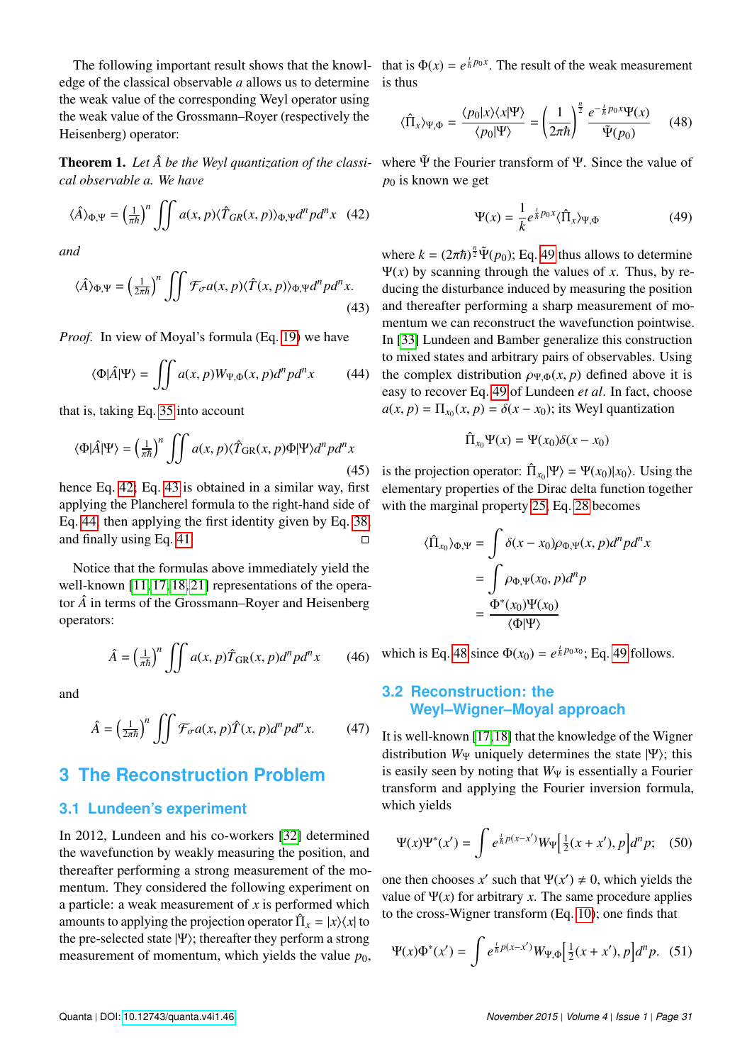The following important result shows that the knowledge of the classical observable $a$ allows us to determine the weak value of the corresponding Weyl operator using the weak value of the Grossmann–Royer (respectively the Heisenberg) operator:

**Theorem 1.** *Let $\hat{A}$ be the Weyl quantization of the classical observable $a$. We have*

$$\langle \hat{A} \rangle_{\Phi,\Psi} = \left(\tfrac{1}{\pi\hbar}\right)^n \iint a(x,p) \langle \hat{T}_{GR}(x,p) \rangle_{\Phi,\Psi} d^n p d^n x \quad (42)$$

*and*

$$\langle \hat{A} \rangle_{\Phi,\Psi} = \left(\tfrac{1}{2\pi\hbar}\right)^n \iint \mathcal{F}_\sigma a(x,p) \langle \hat{T}(x,p) \rangle_{\Phi,\Psi} d^n p d^n x. \quad (43)$$

*Proof.* In view of Moyal's formula (Eq. 19) we have

$$\langle \Phi | \hat{A} | \Psi \rangle = \iint a(x,p) W_{\Psi,\Phi}(x,p) d^n p d^n x \quad (44)$$

that is, taking Eq. 35 into account

$$\langle \Phi | \hat{A} | \Psi \rangle = \left(\tfrac{1}{\pi\hbar}\right)^n \iint a(x,p) \langle \hat{T}_{\mathrm{GR}}(x,p) \Phi | \Psi \rangle d^n p d^n x \quad (45)$$

hence Eq. 42; Eq. 43 is obtained in a similar way, first applying the Plancherel formula to the right-hand side of Eq. 44, then applying the first identity given by Eq. 38, and finally using Eq. 41. □

Notice that the formulas above immediately yield the well-known [11, 17, 18, 21] representations of the operator $\hat{A}$ in terms of the Grossmann–Royer and Heisenberg operators:

$$\hat{A} = \left(\tfrac{1}{\pi\hbar}\right)^n \iint a(x,p) \hat{T}_{\mathrm{GR}}(x,p) d^n p d^n x \quad (46)$$

and

$$\hat{A} = \left(\tfrac{1}{2\pi\hbar}\right)^n \iint \mathcal{F}_\sigma a(x,p) \hat{T}(x,p) d^n p d^n x. \quad (47)$$

# 3 The Reconstruction Problem

## 3.1 Lundeen's experiment

In 2012, Lundeen and his co-workers [32] determined the wavefunction by weakly measuring the position, and thereafter performing a strong measurement of the momentum. They considered the following experiment on a particle: a weak measurement of $x$ is performed which amounts to applying the projection operator $\hat{\Pi}_x = |x\rangle\langle x|$ to the pre-selected state $|\Psi\rangle$; thereafter they perform a strong measurement of momentum, which yields the value $p_0$, that is $\Phi(x) = e^{\frac{i}{\hbar}p_0 x}$. The result of the weak measurement is thus

$$\langle \hat{\Pi}_x \rangle_{\Psi,\Phi} = \frac{\langle p_0 | x \rangle \langle x | \Psi \rangle}{\langle p_0 | \Psi \rangle} = \left(\frac{1}{2\pi\hbar}\right)^{\frac{n}{2}} \frac{e^{-\frac{i}{\hbar}p_0 x} \Psi(x)}{\tilde{\Psi}(p_0)} \quad (48)$$

where $\tilde{\Psi}$ the Fourier transform of $\Psi$. Since the value of $p_0$ is known we get

$$\Psi(x) = \frac{1}{k} e^{\frac{i}{\hbar}p_0 x} \langle \hat{\Pi}_x \rangle_{\Psi,\Phi} \quad (49)$$

where $k = (2\pi\hbar)^{\frac{n}{2}} \tilde{\Psi}(p_0)$; Eq. 49 thus allows to determine $\Psi(x)$ by scanning through the values of $x$. Thus, by reducing the disturbance induced by measuring the position and thereafter performing a sharp measurement of momentum we can reconstruct the wavefunction pointwise. In [33] Lundeen and Bamber generalize this construction to mixed states and arbitrary pairs of observables. Using the complex distribution $\rho_{\Psi,\Phi}(x,p)$ defined above it is easy to recover Eq. 49 of Lundeen *et al*. In fact, choose $a(x,p) = \Pi_{x_0}(x,p) = \delta(x - x_0)$; its Weyl quantization

$$\hat{\Pi}_{x_0} \Psi(x) = \Psi(x_0) \delta(x - x_0)$$

is the projection operator: $\hat{\Pi}_{x_0} |\Psi\rangle = \Psi(x_0) |x_0\rangle$. Using the elementary properties of the Dirac delta function together with the marginal property 25, Eq. 28 becomes

$$\begin{aligned} \langle \hat{\Pi}_{x_0} \rangle_{\Phi,\Psi} &= \int \delta(x - x_0) \rho_{\Phi,\Psi}(x,p) d^n p d^n x \\ &= \int \rho_{\Phi,\Psi}(x_0,p) d^n p \\ &= \frac{\Phi^*(x_0)\Psi(x_0)}{\langle \Phi | \Psi \rangle} \end{aligned}$$

which is Eq. 48 since $\Phi(x_0) = e^{\frac{i}{\hbar}p_0 x_0}$; Eq. 49 follows.

## 3.2 Reconstruction: the Weyl–Wigner–Moyal approach

It is well-known [17, 18] that the knowledge of the Wigner distribution $W_\Psi$ uniquely determines the state $|\Psi\rangle$; this is easily seen by noting that $W_\Psi$ is essentially a Fourier transform and applying the Fourier inversion formula, which yields

$$\Psi(x)\Psi^*(x') = \int e^{\frac{i}{\hbar}p(x-x')} W_\Psi\left[\tfrac{1}{2}(x + x'), p\right] d^n p; \quad (50)$$

one then chooses $x'$ such that $\Psi(x') \neq 0$, which yields the value of $\Psi(x)$ for arbitrary $x$. The same procedure applies to the cross-Wigner transform (Eq. 10); one finds that

$$\Psi(x)\Phi^*(x') = \int e^{\frac{i}{\hbar}p(x-x')} W_{\Psi,\Phi}\left[\tfrac{1}{2}(x + x'), p\right] d^n p. \quad (51)$$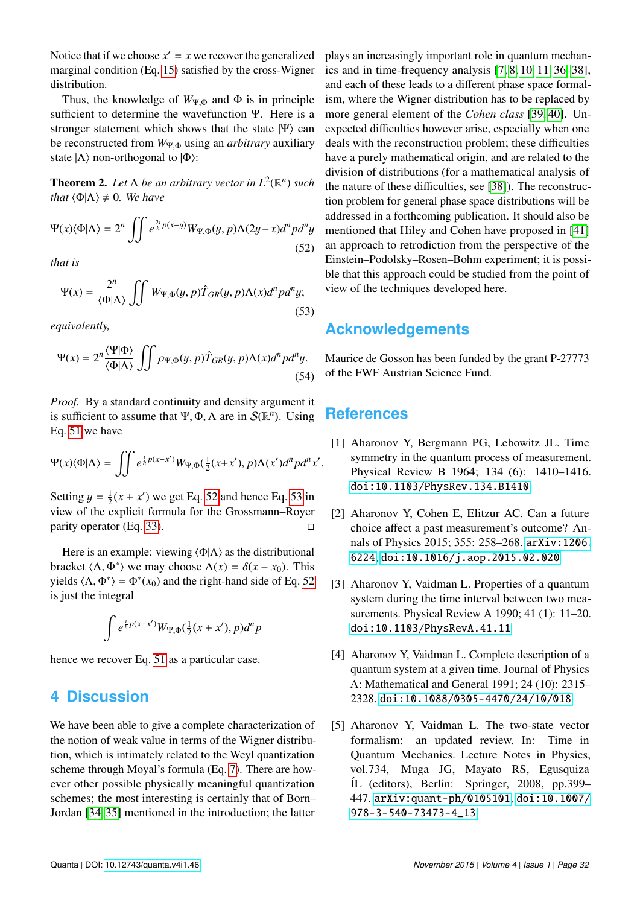Notice that if we choose $x' = x$ we recover the generalized marginal condition (Eq. 15) satisfied by the cross-Wigner distribution.

Thus, the knowledge of $W_{\Psi,\Phi}$ and $\Phi$ is in principle sufficient to determine the wavefunction $\Psi$. Here is a stronger statement which shows that the state $|\Psi\rangle$ can be reconstructed from $W_{\Psi,\Phi}$ using an *arbitrary* auxiliary state $|\Lambda\rangle$ non-orthogonal to $|\Phi\rangle$:

**Theorem 2.** *Let $\Lambda$ be an arbitrary vector in $L^2(\mathbb{R}^n)$ such that $\langle\Phi|\Lambda\rangle \neq 0$. We have*

$$\Psi(x)\langle\Phi|\Lambda\rangle = 2^n \iint e^{\frac{2i}{\hbar}p(x-y)} W_{\Psi,\Phi}(y,p)\Lambda(2y-x)d^n p d^n y \tag{52}$$

*that is*

$$\Psi(x) = \frac{2^n}{\langle\Phi|\Lambda\rangle} \iint W_{\Psi,\Phi}(y,p)\hat{T}_{GR}(y,p)\Lambda(x)d^n p d^n y; \tag{53}$$

*equivalently,*

$$\Psi(x) = 2^n \frac{\langle\Psi|\Phi\rangle}{\langle\Phi|\Lambda\rangle} \iint \rho_{\Psi,\Phi}(y,p)\hat{T}_{GR}(y,p)\Lambda(x)d^n p d^n y. \tag{54}$$

*Proof.* By a standard continuity and density argument it is sufficient to assume that $\Psi, \Phi, \Lambda$ are in $\mathcal{S}(\mathbb{R}^n)$. Using Eq. 51 we have

$$\Psi(x)\langle\Phi|\Lambda\rangle = \iint e^{\frac{i}{\hbar}p(x-x')} W_{\Psi,\Phi}(\tfrac{1}{2}(x+x'),p)\Lambda(x')d^n p d^n x'.$$

Setting $y = \frac{1}{2}(x + x')$ we get Eq. 52 and hence Eq. 53 in view of the explicit formula for the Grossmann–Royer parity operator (Eq. 33). □

Here is an example: viewing $\langle\Phi|\Lambda\rangle$ as the distributional bracket $\langle\Lambda, \Phi^*\rangle$ we may choose $\Lambda(x) = \delta(x - x_0)$. This yields $\langle\Lambda, \Phi^*\rangle = \Phi^*(x_0)$ and the right-hand side of Eq. 52 is just the integral

$$\int e^{\frac{i}{\hbar}p(x-x')} W_{\Psi,\Phi}(\tfrac{1}{2}(x + x'),p)d^n p$$

hence we recover Eq. 51 as a particular case.

## 4 Discussion

We have been able to give a complete characterization of the notion of weak value in terms of the Wigner distribution, which is intimately related to the Weyl quantization scheme through Moyal's formula (Eq. 7). There are however other possible physically meaningful quantization schemes; the most interesting is certainly that of Born–Jordan [34, 35] mentioned in the introduction; the latter plays an increasingly important role in quantum mechanics and in time-frequency analysis [7, 8, 10, 11, 36–38], and each of these leads to a different phase space formalism, where the Wigner distribution has to be replaced by more general element of the *Cohen class* [39, 40]. Unexpected difficulties however arise, especially when one deals with the reconstruction problem; these difficulties have a purely mathematical origin, and are related to the division of distributions (for a mathematical analysis of the nature of these difficulties, see [38]). The reconstruction problem for general phase space distributions will be addressed in a forthcoming publication. It should also be mentioned that Hiley and Cohen have proposed in [41] an approach to retrodiction from the perspective of the Einstein–Podolsky–Rosen–Bohm experiment; it is possible that this approach could be studied from the point of view of the techniques developed here.

## Acknowledgements

Maurice de Gosson has been funded by the grant P-27773 of the FWF Austrian Science Fund.

## References

[1] Aharonov Y, Bergmann PG, Lebowitz JL. Time symmetry in the quantum process of measurement. Physical Review B 1964; 134 (6): 1410–1416. doi:10.1103/PhysRev.134.B1410

[2] Aharonov Y, Cohen E, Elitzur AC. Can a future choice affect a past measurement's outcome? Annals of Physics 2015; 355: 258–268. arXiv:1206.6224, doi:10.1016/j.aop.2015.02.020

[3] Aharonov Y, Vaidman L. Properties of a quantum system during the time interval between two measurements. Physical Review A 1990; 41 (1): 11–20. doi:10.1103/PhysRevA.41.11

[4] Aharonov Y, Vaidman L. Complete description of a quantum system at a given time. Journal of Physics A: Mathematical and General 1991; 24 (10): 2315–2328. doi:10.1088/0305-4470/24/10/018

[5] Aharonov Y, Vaidman L. The two-state vector formalism: an updated review. In: Time in Quantum Mechanics. Lecture Notes in Physics, vol.734, Muga JG, Mayato RS, Egusquiza ÍL (editors), Berlin: Springer, 2008, pp.399–447. arXiv:quant-ph/0105101, doi:10.1007/978-3-540-73473-4_13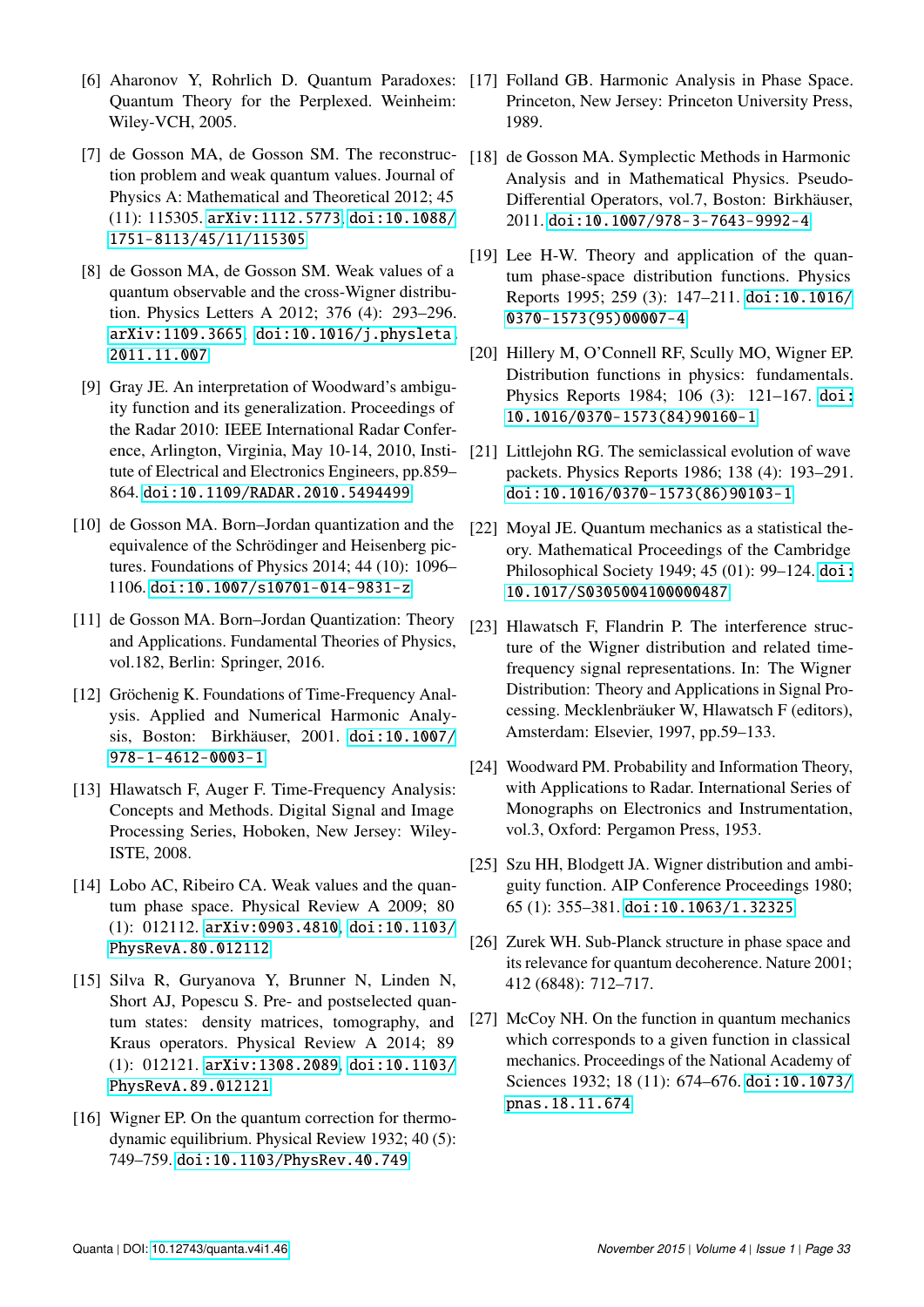[6] Aharonov Y, Rohrlich D. Quantum Paradoxes: Quantum Theory for the Perplexed. Weinheim: Wiley-VCH, 2005.

[7] de Gosson MA, de Gosson SM. The reconstruction problem and weak quantum values. Journal of Physics A: Mathematical and Theoretical 2012; 45 (11): 115305. arXiv:1112.5773, doi:10.1088/1751-8113/45/11/115305

[8] de Gosson MA, de Gosson SM. Weak values of a quantum observable and the cross-Wigner distribution. Physics Letters A 2012; 376 (4): 293–296. arXiv:1109.3665, doi:10.1016/j.physleta.2011.11.007

[9] Gray JE. An interpretation of Woodward's ambiguity function and its generalization. Proceedings of the Radar 2010: IEEE International Radar Conference, Arlington, Virginia, May 10-14, 2010, Institute of Electrical and Electronics Engineers, pp.859–864. doi:10.1109/RADAR.2010.5494499

[10] de Gosson MA. Born–Jordan quantization and the equivalence of the Schrödinger and Heisenberg pictures. Foundations of Physics 2014; 44 (10): 1096–1106. doi:10.1007/s10701-014-9831-z

[11] de Gosson MA. Born–Jordan Quantization: Theory and Applications. Fundamental Theories of Physics, vol.182, Berlin: Springer, 2016.

[12] Gröchenig K. Foundations of Time-Frequency Analysis. Applied and Numerical Harmonic Analysis, Boston: Birkhäuser, 2001. doi:10.1007/978-1-4612-0003-1

[13] Hlawatsch F, Auger F. Time-Frequency Analysis: Concepts and Methods. Digital Signal and Image Processing Series, Hoboken, New Jersey: Wiley-ISTE, 2008.

[14] Lobo AC, Ribeiro CA. Weak values and the quantum phase space. Physical Review A 2009; 80 (1): 012112. arXiv:0903.4810, doi:10.1103/PhysRevA.80.012112

[15] Silva R, Guryanova Y, Brunner N, Linden N, Short AJ, Popescu S. Pre- and postselected quantum states: density matrices, tomography, and Kraus operators. Physical Review A 2014; 89 (1): 012121. arXiv:1308.2089, doi:10.1103/PhysRevA.89.012121

[16] Wigner EP. On the quantum correction for thermodynamic equilibrium. Physical Review 1932; 40 (5): 749–759. doi:10.1103/PhysRev.40.749

[17] Folland GB. Harmonic Analysis in Phase Space. Princeton, New Jersey: Princeton University Press, 1989.

[18] de Gosson MA. Symplectic Methods in Harmonic Analysis and in Mathematical Physics. Pseudo-Differential Operators, vol.7, Boston: Birkhäuser, 2011. doi:10.1007/978-3-7643-9992-4

[19] Lee H-W. Theory and application of the quantum phase-space distribution functions. Physics Reports 1995; 259 (3): 147–211. doi:10.1016/0370-1573(95)00007-4

[20] Hillery M, O'Connell RF, Scully MO, Wigner EP. Distribution functions in physics: fundamentals. Physics Reports 1984; 106 (3): 121–167. doi:10.1016/0370-1573(84)90160-1

[21] Littlejohn RG. The semiclassical evolution of wave packets. Physics Reports 1986; 138 (4): 193–291. doi:10.1016/0370-1573(86)90103-1

[22] Moyal JE. Quantum mechanics as a statistical theory. Mathematical Proceedings of the Cambridge Philosophical Society 1949; 45 (01): 99–124. doi:10.1017/S0305004100000487

[23] Hlawatsch F, Flandrin P. The interference structure of the Wigner distribution and related time-frequency signal representations. In: The Wigner Distribution: Theory and Applications in Signal Processing. Mecklenbräuker W, Hlawatsch F (editors), Amsterdam: Elsevier, 1997, pp.59–133.

[24] Woodward PM. Probability and Information Theory, with Applications to Radar. International Series of Monographs on Electronics and Instrumentation, vol.3, Oxford: Pergamon Press, 1953.

[25] Szu HH, Blodgett JA. Wigner distribution and ambiguity function. AIP Conference Proceedings 1980; 65 (1): 355–381. doi:10.1063/1.32325

[26] Zurek WH. Sub-Planck structure in phase space and its relevance for quantum decoherence. Nature 2001; 412 (6848): 712–717.

[27] McCoy NH. On the function in quantum mechanics which corresponds to a given function in classical mechanics. Proceedings of the National Academy of Sciences 1932; 18 (11): 674–676. doi:10.1073/pnas.18.11.674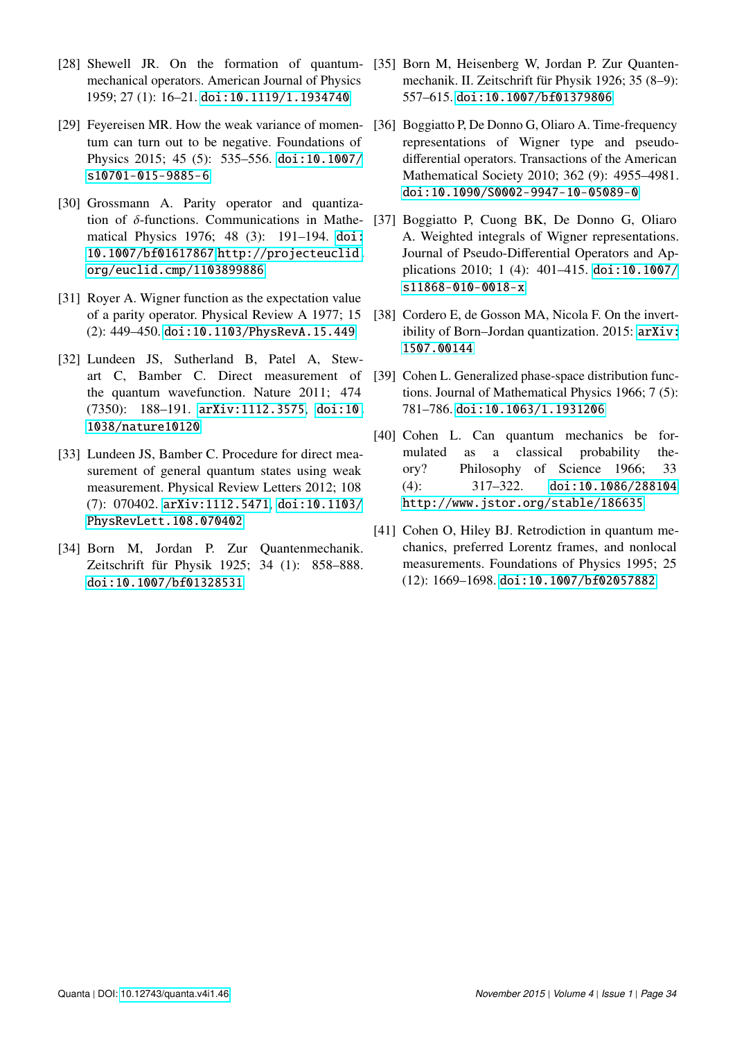[28] Shewell JR. On the formation of quantum-mechanical operators. American Journal of Physics 1959; 27 (1): 16–21. doi:10.1119/1.1934740

[29] Feyereisen MR. How the weak variance of momentum can turn out to be negative. Foundations of Physics 2015; 45 (5): 535–556. doi:10.1007/s10701-015-9885-6

[30] Grossmann A. Parity operator and quantization of $\delta$-functions. Communications in Mathematical Physics 1976; 48 (3): 191–194. doi:10.1007/bf01617867 http://projecteuclid.org/euclid.cmp/1103899886

[31] Royer A. Wigner function as the expectation value of a parity operator. Physical Review A 1977; 15 (2): 449–450. doi:10.1103/PhysRevA.15.449

[32] Lundeen JS, Sutherland B, Patel A, Stewart C, Bamber C. Direct measurement of the quantum wavefunction. Nature 2011; 474 (7350): 188–191. arXiv:1112.3575, doi:10.1038/nature10120

[33] Lundeen JS, Bamber C. Procedure for direct measurement of general quantum states using weak measurement. Physical Review Letters 2012; 108 (7): 070402. arXiv:1112.5471, doi:10.1103/PhysRevLett.108.070402

[34] Born M, Jordan P. Zur Quantenmechanik. Zeitschrift für Physik 1925; 34 (1): 858–888. doi:10.1007/bf01328531

[35] Born M, Heisenberg W, Jordan P. Zur Quantenmechanik. II. Zeitschrift für Physik 1926; 35 (8–9): 557–615. doi:10.1007/bf01379806

[36] Boggiatto P, De Donno G, Oliaro A. Time-frequency representations of Wigner type and pseudo-differential operators. Transactions of the American Mathematical Society 2010; 362 (9): 4955–4981. doi:10.1090/S0002-9947-10-05089-0

[37] Boggiatto P, Cuong BK, De Donno G, Oliaro A. Weighted integrals of Wigner representations. Journal of Pseudo-Differential Operators and Applications 2010; 1 (4): 401–415. doi:10.1007/s11868-010-0018-x

[38] Cordero E, de Gosson MA, Nicola F. On the invertibility of Born–Jordan quantization. 2015: arXiv:1507.00144

[39] Cohen L. Generalized phase-space distribution functions. Journal of Mathematical Physics 1966; 7 (5): 781–786. doi:10.1063/1.1931206

[40] Cohen L. Can quantum mechanics be formulated as a classical probability theory? Philosophy of Science 1966; 33 (4): 317–322. doi:10.1086/288104 http://www.jstor.org/stable/186635

[41] Cohen O, Hiley BJ. Retrodiction in quantum mechanics, preferred Lorentz frames, and nonlocal measurements. Foundations of Physics 1995; 25 (12): 1669–1698. doi:10.1007/bf02057882